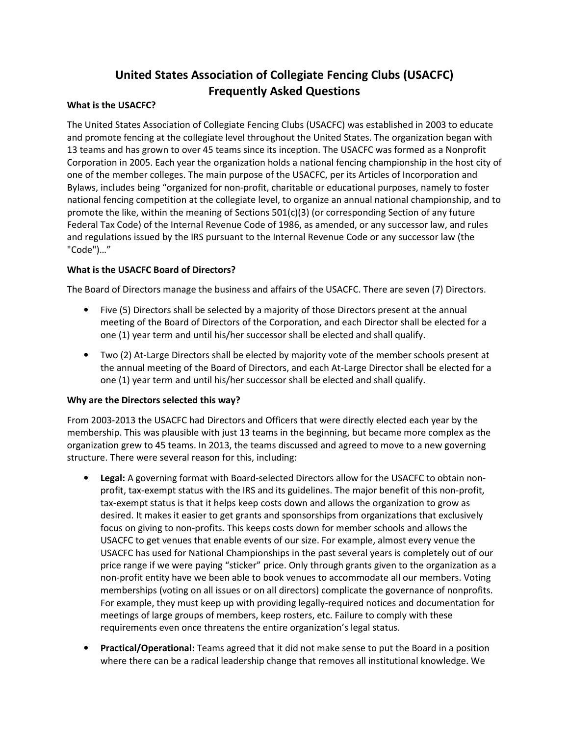# United States Association of Collegiate Fencing Clubs (USACFC) Frequently Asked Questions

**What is the USACFC?**

The United States Association of Collegiate Fencing Clubs (USACFC) was established in 2003 to educate and promote fencing at the collegiate level throughout the United States. The organization began with 13 teams and has grown to over 45 teams since its inception. The USACFC was formed as a Nonprofit Corporation in 2005. Each year the organization holds a national fencing championship in the host city of one of the member colleges. The main purpose of the USACFC, per its Articles of Incorporation and Bylaws, includes being "organized for non-profit, charitable or educational purposes, namely to foster national fencing competition at the collegiate level, to organize an annual national championship, and to promote the like, within the meaning of Sections 501(c)(3) (or corresponding Section of any future Federal Tax Code) of the Internal Revenue Code of 1986, as amended, or any successor law, and rules and regulations issued by the IRS pursuant to the Internal Revenue Code or any successor law (the "Code")…"

**What is the USACFC Board of Directors?**

The Board of Directors manage the business and affairs of the USACFC. There are seven (7) Directors.

- Five (5) Directors shall be selected by a majority of those Directors present at the annual meeting of the Board of Directors of the Corporation, and each Director shall be elected for a one (1) year term and until his/her successor shall be elected and shall qualify.
- Two (2) At-Large Directors shall be elected by majority vote of the member schools present at the annual meeting of the Board of Directors, and each At-Large Director shall be elected for a one (1) year term and until his/her successor shall be elected and shall qualify.

**Why are the Directors selected this way?**

From 2003-2013 the USACFC had Directors and Officers that were directly elected each year by the membership. This was plausible with just 13 teams in the beginning, but became more complex as the organization grew to 45 teams. In 2013, the teams discussed and agreed to move to a new governing structure. There were several reason for this, including:

- **Legal:** A governing format with Board-selected Directors allow for the USACFC to obtain non-profit, tax-exempt status with the IRS and its guidelines. The major benefit of this non-profit, tax-exempt status is that it helps keep costs down and allows the organization to grow as desired. It makes it easier to get grants and sponsorships from organizations that exclusively focus on giving to non-profits. This keeps costs down for member schools and allows the USACFC to get venues that enable events of our size. For example, almost every venue the USACFC has used for National Championships in the past several years is completely out of our price range if we were paying "sticker" price. Only through grants given to the organization as a non-profit entity have we been able to book venues to accommodate all our members. Voting memberships (voting on all issues or on all directors) complicate the governance of nonprofits. For example, they must keep up with providing legally-required notices and documentation for meetings of large groups of members, keep rosters, etc. Failure to comply with these requirements even once threatens the entire organization's legal status.
- **Practical/Operational:** Teams agreed that it did not make sense to put the Board in a position where there can be a radical leadership change that removes all institutional knowledge. We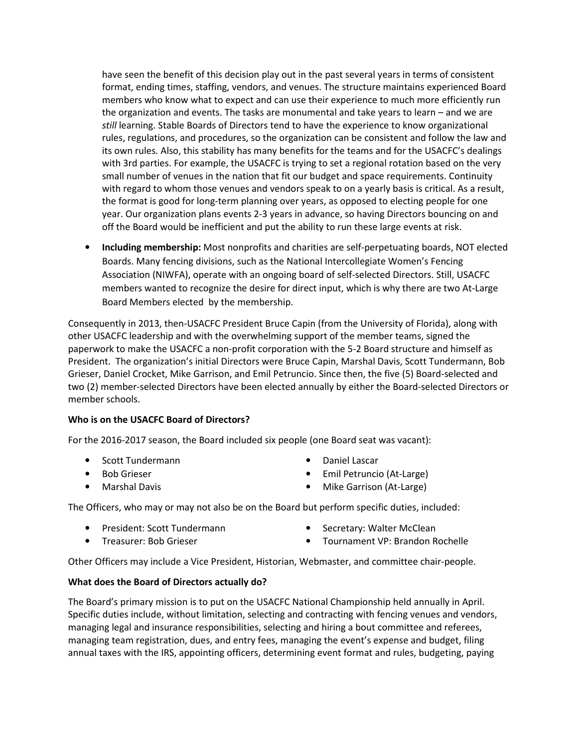have seen the benefit of this decision play out in the past several years in terms of consistent format, ending times, staffing, vendors, and venues. The structure maintains experienced Board members who know what to expect and can use their experience to much more efficiently run the organization and events. The tasks are monumental and take years to learn – and we are *still* learning. Stable Boards of Directors tend to have the experience to know organizational rules, regulations, and procedures, so the organization can be consistent and follow the law and its own rules. Also, this stability has many benefits for the teams and for the USACFC's dealings with 3rd parties. For example, the USACFC is trying to set a regional rotation based on the very small number of venues in the nation that fit our budget and space requirements. Continuity with regard to whom those venues and vendors speak to on a yearly basis is critical. As a result, the format is good for long-term planning over years, as opposed to electing people for one year. Our organization plans events 2-3 years in advance, so having Directors bouncing on and off the Board would be inefficient and put the ability to run these large events at risk.

- **Including membership:** Most nonprofits and charities are self-perpetuating boards, NOT elected Boards. Many fencing divisions, such as the National Intercollegiate Women's Fencing Association (NIWFA), operate with an ongoing board of self-selected Directors. Still, USACFC members wanted to recognize the desire for direct input, which is why there are two At-Large Board Members elected by the membership.

Consequently in 2013, then-USACFC President Bruce Capin (from the University of Florida), along with other USACFC leadership and with the overwhelming support of the member teams, signed the paperwork to make the USACFC a non-profit corporation with the 5-2 Board structure and himself as President. The organization's initial Directors were Bruce Capin, Marshal Davis, Scott Tundermann, Bob Grieser, Daniel Crocket, Mike Garrison, and Emil Petruncio. Since then, the five (5) Board-selected and two (2) member-selected Directors have been elected annually by either the Board-selected Directors or member schools.

**Who is on the USACFC Board of Directors?**

For the 2016-2017 season, the Board included six people (one Board seat was vacant):

- Scott Tundermann
- Bob Grieser
- Marshal Davis
- Daniel Lascar
- Emil Petruncio (At-Large)
- Mike Garrison (At-Large)

The Officers, who may or may not also be on the Board but perform specific duties, included:

- President: Scott Tundermann
- Treasurer: Bob Grieser
- Secretary: Walter McClean
- Tournament VP: Brandon Rochelle

Other Officers may include a Vice President, Historian, Webmaster, and committee chair-people.

**What does the Board of Directors actually do?**

The Board's primary mission is to put on the USACFC National Championship held annually in April. Specific duties include, without limitation, selecting and contracting with fencing venues and vendors, managing legal and insurance responsibilities, selecting and hiring a bout committee and referees, managing team registration, dues, and entry fees, managing the event's expense and budget, filing annual taxes with the IRS, appointing officers, determining event format and rules, budgeting, paying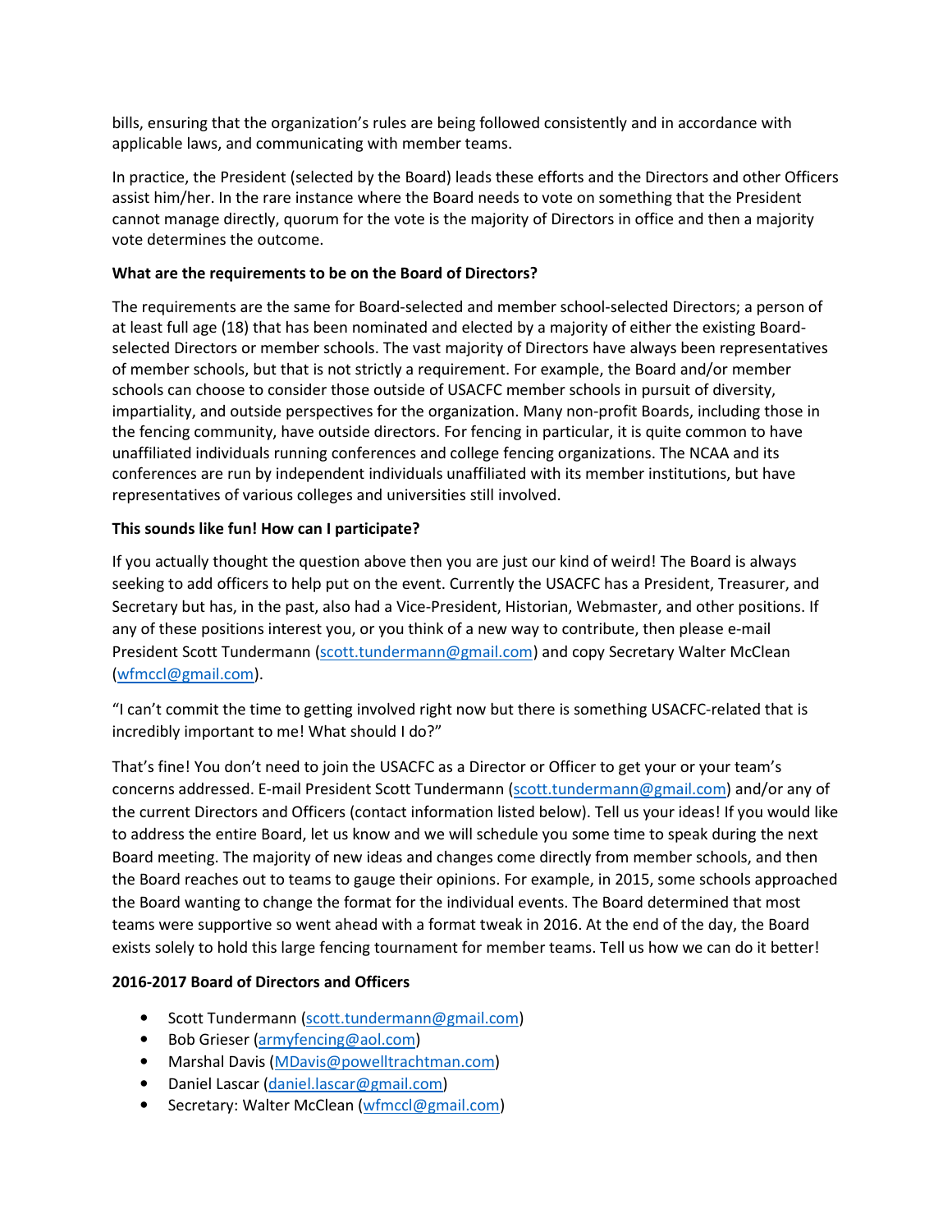bills, ensuring that the organization's rules are being followed consistently and in accordance with applicable laws, and communicating with member teams.

In practice, the President (selected by the Board) leads these efforts and the Directors and other Officers assist him/her. In the rare instance where the Board needs to vote on something that the President cannot manage directly, quorum for the vote is the majority of Directors in office and then a majority vote determines the outcome.

**What are the requirements to be on the Board of Directors?**

The requirements are the same for Board-selected and member school-selected Directors; a person of at least full age (18) that has been nominated and elected by a majority of either the existing Board-selected Directors or member schools. The vast majority of Directors have always been representatives of member schools, but that is not strictly a requirement. For example, the Board and/or member schools can choose to consider those outside of USACFC member schools in pursuit of diversity, impartiality, and outside perspectives for the organization. Many non-profit Boards, including those in the fencing community, have outside directors. For fencing in particular, it is quite common to have unaffiliated individuals running conferences and college fencing organizations. The NCAA and its conferences are run by independent individuals unaffiliated with its member institutions, but have representatives of various colleges and universities still involved.

**This sounds like fun! How can I participate?**

If you actually thought the question above then you are just our kind of weird! The Board is always seeking to add officers to help put on the event. Currently the USACFC has a President, Treasurer, and Secretary but has, in the past, also had a Vice-President, Historian, Webmaster, and other positions. If any of these positions interest you, or you think of a new way to contribute, then please e-mail President Scott Tundermann (scott.tundermann@gmail.com) and copy Secretary Walter McClean (wfmccl@gmail.com).

"I can't commit the time to getting involved right now but there is something USACFC-related that is incredibly important to me! What should I do?"

That's fine! You don't need to join the USACFC as a Director or Officer to get your or your team's concerns addressed. E-mail President Scott Tundermann (scott.tundermann@gmail.com) and/or any of the current Directors and Officers (contact information listed below). Tell us your ideas! If you would like to address the entire Board, let us know and we will schedule you some time to speak during the next Board meeting. The majority of new ideas and changes come directly from member schools, and then the Board reaches out to teams to gauge their opinions. For example, in 2015, some schools approached the Board wanting to change the format for the individual events. The Board determined that most teams were supportive so went ahead with a format tweak in 2016. At the end of the day, the Board exists solely to hold this large fencing tournament for member teams. Tell us how we can do it better!

**2016-2017 Board of Directors and Officers**

- Scott Tundermann (scott.tundermann@gmail.com)
- Bob Grieser (armyfencing@aol.com)
- Marshal Davis (MDavis@powelltrachtman.com)
- Daniel Lascar (daniel.lascar@gmail.com)
- Secretary: Walter McClean (wfmccl@gmail.com)